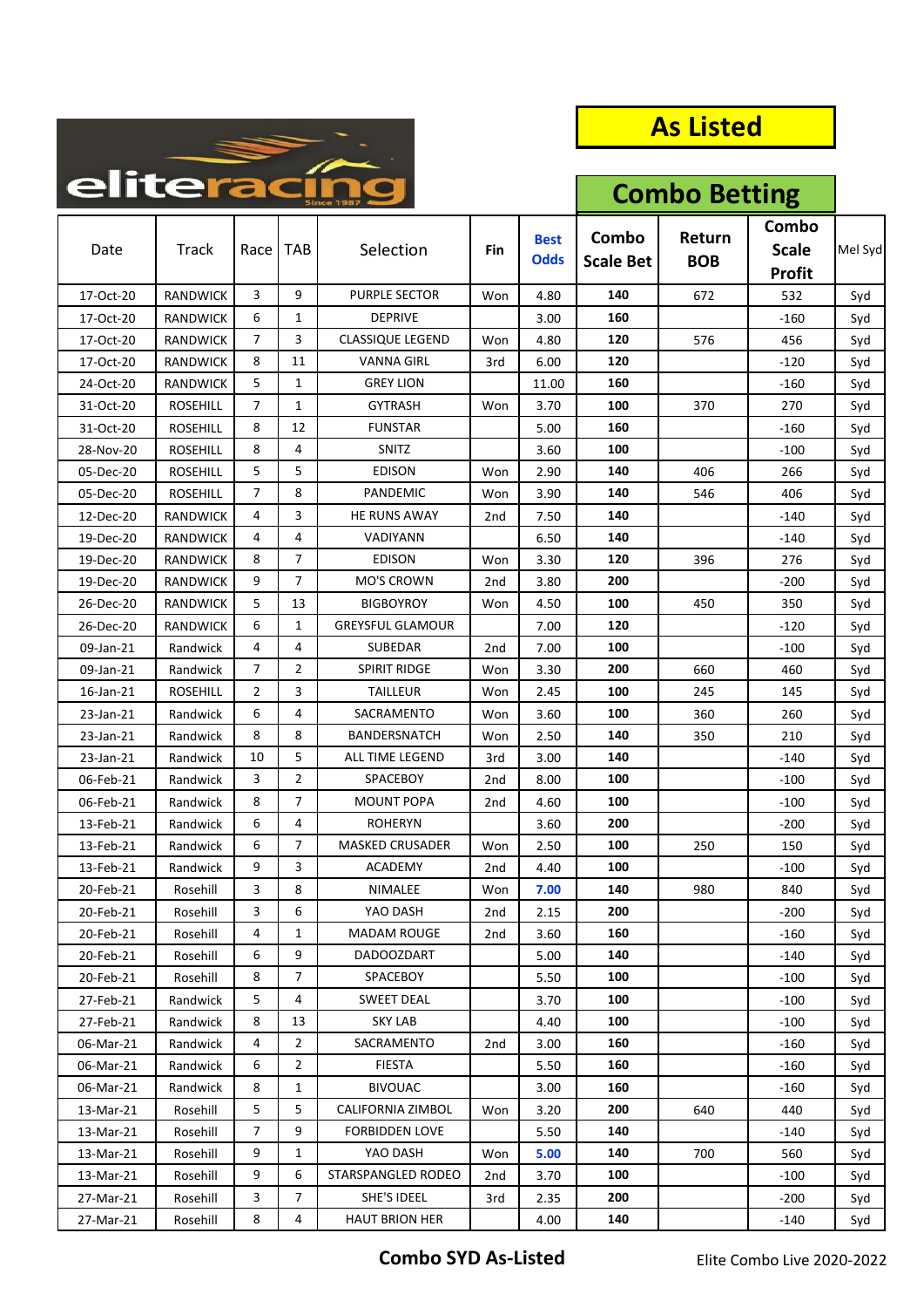eliteracing

# As Listed

## Combo Betting

| Date | Track | Race | TAB | Selection | Fin | Best Odds | Combo Scale Bet | Return BOB | Combo Scale Profit | Mel Syd |
|---|---|---|---|---|---|---|---|---|---|---|
| 17-Oct-20 | RANDWICK | 3 | 9 | PURPLE SECTOR | Won | 4.80 | **140** | 672 | 532 | Syd |
| 17-Oct-20 | RANDWICK | 6 | 1 | DEPRIVE | | 3.00 | **160** | | -160 | Syd |
| 17-Oct-20 | RANDWICK | 7 | 3 | CLASSIQUE LEGEND | Won | 4.80 | **120** | 576 | 456 | Syd |
| 17-Oct-20 | RANDWICK | 8 | 11 | VANNA GIRL | 3rd | 6.00 | **120** | | -120 | Syd |
| 24-Oct-20 | RANDWICK | 5 | 1 | GREY LION | | 11.00 | **160** | | -160 | Syd |
| 31-Oct-20 | ROSEHILL | 7 | 1 | GYTRASH | Won | 3.70 | **100** | 370 | 270 | Syd |
| 31-Oct-20 | ROSEHILL | 8 | 12 | FUNSTAR | | 5.00 | **160** | | -160 | Syd |
| 28-Nov-20 | ROSEHILL | 8 | 4 | SNITZ | | 3.60 | **100** | | -100 | Syd |
| 05-Dec-20 | ROSEHILL | 5 | 5 | EDISON | Won | 2.90 | **140** | 406 | 266 | Syd |
| 05-Dec-20 | ROSEHILL | 7 | 8 | PANDEMIC | Won | 3.90 | **140** | 546 | 406 | Syd |
| 12-Dec-20 | RANDWICK | 4 | 3 | HE RUNS AWAY | 2nd | 7.50 | **140** | | -140 | Syd |
| 19-Dec-20 | RANDWICK | 4 | 4 | VADIYANN | | 6.50 | **140** | | -140 | Syd |
| 19-Dec-20 | RANDWICK | 8 | 7 | EDISON | Won | 3.30 | **120** | 396 | 276 | Syd |
| 19-Dec-20 | RANDWICK | 9 | 7 | MO'S CROWN | 2nd | 3.80 | **200** | | -200 | Syd |
| 26-Dec-20 | RANDWICK | 5 | 13 | BIGBOYROY | Won | 4.50 | **100** | 450 | 350 | Syd |
| 26-Dec-20 | RANDWICK | 6 | 1 | GREYSFUL GLAMOUR | | 7.00 | **120** | | -120 | Syd |
| 09-Jan-21 | Randwick | 4 | 4 | SUBEDAR | 2nd | 7.00 | **100** | | -100 | Syd |
| 09-Jan-21 | Randwick | 7 | 2 | SPIRIT RIDGE | Won | 3.30 | **200** | 660 | 460 | Syd |
| 16-Jan-21 | ROSEHILL | 2 | 3 | TAILLEUR | Won | 2.45 | **100** | 245 | 145 | Syd |
| 23-Jan-21 | Randwick | 6 | 4 | SACRAMENTO | Won | 3.60 | **100** | 360 | 260 | Syd |
| 23-Jan-21 | Randwick | 8 | 8 | BANDERSNATCH | Won | 2.50 | **140** | 350 | 210 | Syd |
| 23-Jan-21 | Randwick | 10 | 5 | ALL TIME LEGEND | 3rd | 3.00 | **140** | | -140 | Syd |
| 06-Feb-21 | Randwick | 3 | 2 | SPACEBOY | 2nd | 8.00 | **100** | | -100 | Syd |
| 06-Feb-21 | Randwick | 8 | 7 | MOUNT POPA | 2nd | 4.60 | **100** | | -100 | Syd |
| 13-Feb-21 | Randwick | 6 | 4 | ROHERYN | | 3.60 | **200** | | -200 | Syd |
| 13-Feb-21 | Randwick | 6 | 7 | MASKED CRUSADER | Won | 2.50 | **100** | 250 | 150 | Syd |
| 13-Feb-21 | Randwick | 9 | 3 | ACADEMY | 2nd | 4.40 | **100** | | -100 | Syd |
| 20-Feb-21 | Rosehill | 3 | 8 | NIMALEE | Won | **7.00** | **140** | 980 | 840 | Syd |
| 20-Feb-21 | Rosehill | 3 | 6 | YAO DASH | 2nd | 2.15 | **200** | | -200 | Syd |
| 20-Feb-21 | Rosehill | 4 | 1 | MADAM ROUGE | 2nd | 3.60 | **160** | | -160 | Syd |
| 20-Feb-21 | Rosehill | 6 | 9 | DADOOZDART | | 5.00 | **140** | | -140 | Syd |
| 20-Feb-21 | Rosehill | 8 | 7 | SPACEBOY | | 5.50 | **100** | | -100 | Syd |
| 27-Feb-21 | Randwick | 5 | 4 | SWEET DEAL | | 3.70 | **100** | | -100 | Syd |
| 27-Feb-21 | Randwick | 8 | 13 | SKY LAB | | 4.40 | **100** | | -100 | Syd |
| 06-Mar-21 | Randwick | 4 | 2 | SACRAMENTO | 2nd | 3.00 | **160** | | -160 | Syd |
| 06-Mar-21 | Randwick | 6 | 2 | FIESTA | | 5.50 | **160** | | -160 | Syd |
| 06-Mar-21 | Randwick | 8 | 1 | BIVOUAC | | 3.00 | **160** | | -160 | Syd |
| 13-Mar-21 | Rosehill | 5 | 5 | CALIFORNIA ZIMBOL | Won | 3.20 | **200** | 640 | 440 | Syd |
| 13-Mar-21 | Rosehill | 7 | 9 | FORBIDDEN LOVE | | 5.50 | **140** | | -140 | Syd |
| 13-Mar-21 | Rosehill | 9 | 1 | YAO DASH | Won | **5.00** | **140** | 700 | 560 | Syd |
| 13-Mar-21 | Rosehill | 9 | 6 | STARSPANGLED RODEO | 2nd | 3.70 | **100** | | -100 | Syd |
| 27-Mar-21 | Rosehill | 3 | 7 | SHE'S IDEEL | 3rd | 2.35 | **200** | | -200 | Syd |
| 27-Mar-21 | Rosehill | 8 | 4 | HAUT BRION HER | | 4.00 | **140** | | -140 | Syd |

**Combo SYD As-Listed**

Elite Combo Live 2020-2022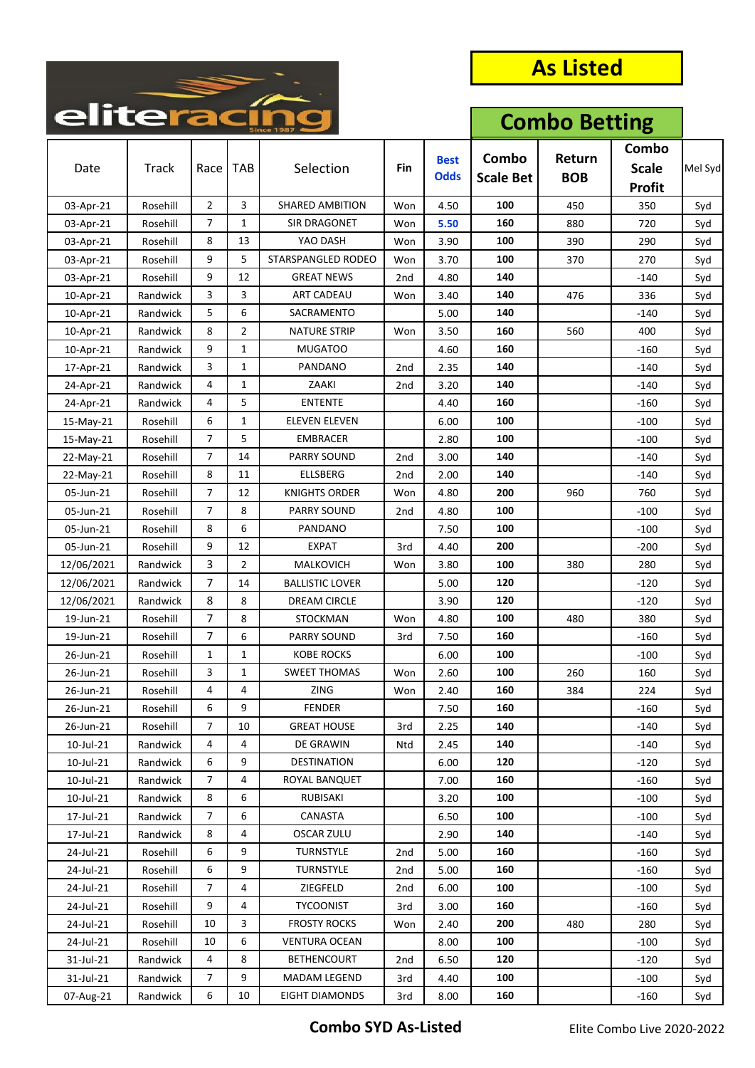# As Listed

## Combo Betting

| Date | Track | Race | TAB | Selection | Fin | Best Odds | Combo Scale Bet | Return BOB | Combo Scale Profit | Mel Syd |
|---|---|---|---|---|---|---|---|---|---|---|
| 03-Apr-21 | Rosehill | 2 | 3 | SHARED AMBITION | Won | 4.50 | 100 | 450 | 350 | Syd |
| 03-Apr-21 | Rosehill | 7 | 1 | SIR DRAGONET | Won | 5.50 | 160 | 880 | 720 | Syd |
| 03-Apr-21 | Rosehill | 8 | 13 | YAO DASH | Won | 3.90 | 100 | 390 | 290 | Syd |
| 03-Apr-21 | Rosehill | 9 | 5 | STARSPANGLED RODEO | Won | 3.70 | 100 | 370 | 270 | Syd |
| 03-Apr-21 | Rosehill | 9 | 12 | GREAT NEWS | 2nd | 4.80 | 140 | | -140 | Syd |
| 10-Apr-21 | Randwick | 3 | 3 | ART CADEAU | Won | 3.40 | 140 | 476 | 336 | Syd |
| 10-Apr-21 | Randwick | 5 | 6 | SACRAMENTO | | 5.00 | 140 | | -140 | Syd |
| 10-Apr-21 | Randwick | 8 | 2 | NATURE STRIP | Won | 3.50 | 160 | 560 | 400 | Syd |
| 10-Apr-21 | Randwick | 9 | 1 | MUGATOO | | 4.60 | 160 | | -160 | Syd |
| 17-Apr-21 | Randwick | 3 | 1 | PANDANO | 2nd | 2.35 | 140 | | -140 | Syd |
| 24-Apr-21 | Randwick | 4 | 1 | ZAAKI | 2nd | 3.20 | 140 | | -140 | Syd |
| 24-Apr-21 | Randwick | 4 | 5 | ENTENTE | | 4.40 | 160 | | -160 | Syd |
| 15-May-21 | Rosehill | 6 | 1 | ELEVEN ELEVEN | | 6.00 | 100 | | -100 | Syd |
| 15-May-21 | Rosehill | 7 | 5 | EMBRACER | | 2.80 | 100 | | -100 | Syd |
| 22-May-21 | Rosehill | 7 | 14 | PARRY SOUND | 2nd | 3.00 | 140 | | -140 | Syd |
| 22-May-21 | Rosehill | 8 | 11 | ELLSBERG | 2nd | 2.00 | 140 | | -140 | Syd |
| 05-Jun-21 | Rosehill | 7 | 12 | KNIGHTS ORDER | Won | 4.80 | 200 | 960 | 760 | Syd |
| 05-Jun-21 | Rosehill | 7 | 8 | PARRY SOUND | 2nd | 4.80 | 100 | | -100 | Syd |
| 05-Jun-21 | Rosehill | 8 | 6 | PANDANO | | 7.50 | 100 | | -100 | Syd |
| 05-Jun-21 | Rosehill | 9 | 12 | EXPAT | 3rd | 4.40 | 200 | | -200 | Syd |
| 12/06/2021 | Randwick | 3 | 2 | MALKOVICH | Won | 3.80 | 100 | 380 | 280 | Syd |
| 12/06/2021 | Randwick | 7 | 14 | BALLISTIC LOVER | | 5.00 | 120 | | -120 | Syd |
| 12/06/2021 | Randwick | 8 | 8 | DREAM CIRCLE | | 3.90 | 120 | | -120 | Syd |
| 19-Jun-21 | Rosehill | 7 | 8 | STOCKMAN | Won | 4.80 | 100 | 480 | 380 | Syd |
| 19-Jun-21 | Rosehill | 7 | 6 | PARRY SOUND | 3rd | 7.50 | 160 | | -160 | Syd |
| 26-Jun-21 | Rosehill | 1 | 1 | KOBE ROCKS | | 6.00 | 100 | | -100 | Syd |
| 26-Jun-21 | Rosehill | 3 | 1 | SWEET THOMAS | Won | 2.60 | 100 | 260 | 160 | Syd |
| 26-Jun-21 | Rosehill | 4 | 4 | ZING | Won | 2.40 | 160 | 384 | 224 | Syd |
| 26-Jun-21 | Rosehill | 6 | 9 | FENDER | | 7.50 | 160 | | -160 | Syd |
| 26-Jun-21 | Rosehill | 7 | 10 | GREAT HOUSE | 3rd | 2.25 | 140 | | -140 | Syd |
| 10-Jul-21 | Randwick | 4 | 4 | DE GRAWIN | Ntd | 2.45 | 140 | | -140 | Syd |
| 10-Jul-21 | Randwick | 6 | 9 | DESTINATION | | 6.00 | 120 | | -120 | Syd |
| 10-Jul-21 | Randwick | 7 | 4 | ROYAL BANQUET | | 7.00 | 160 | | -160 | Syd |
| 10-Jul-21 | Randwick | 8 | 6 | RUBISAKI | | 3.20 | 100 | | -100 | Syd |
| 17-Jul-21 | Randwick | 7 | 6 | CANASTA | | 6.50 | 100 | | -100 | Syd |
| 17-Jul-21 | Randwick | 8 | 4 | OSCAR ZULU | | 2.90 | 140 | | -140 | Syd |
| 24-Jul-21 | Rosehill | 6 | 9 | TURNSTYLE | 2nd | 5.00 | 160 | | -160 | Syd |
| 24-Jul-21 | Rosehill | 6 | 9 | TURNSTYLE | 2nd | 5.00 | 160 | | -160 | Syd |
| 24-Jul-21 | Rosehill | 7 | 4 | ZIEGFELD | 2nd | 6.00 | 100 | | -100 | Syd |
| 24-Jul-21 | Rosehill | 9 | 4 | TYCOONIST | 3rd | 3.00 | 160 | | -160 | Syd |
| 24-Jul-21 | Rosehill | 10 | 3 | FROSTY ROCKS | Won | 2.40 | 200 | 480 | 280 | Syd |
| 24-Jul-21 | Rosehill | 10 | 6 | VENTURA OCEAN | | 8.00 | 100 | | -100 | Syd |
| 31-Jul-21 | Randwick | 4 | 8 | BETHENCOURT | 2nd | 6.50 | 120 | | -120 | Syd |
| 31-Jul-21 | Randwick | 7 | 9 | MADAM LEGEND | 3rd | 4.40 | 100 | | -100 | Syd |
| 07-Aug-21 | Randwick | 6 | 10 | EIGHT DIAMONDS | 3rd | 8.00 | 160 | | -160 | Syd |

**Combo SYD As-Listed**

Elite Combo Live 2020-2022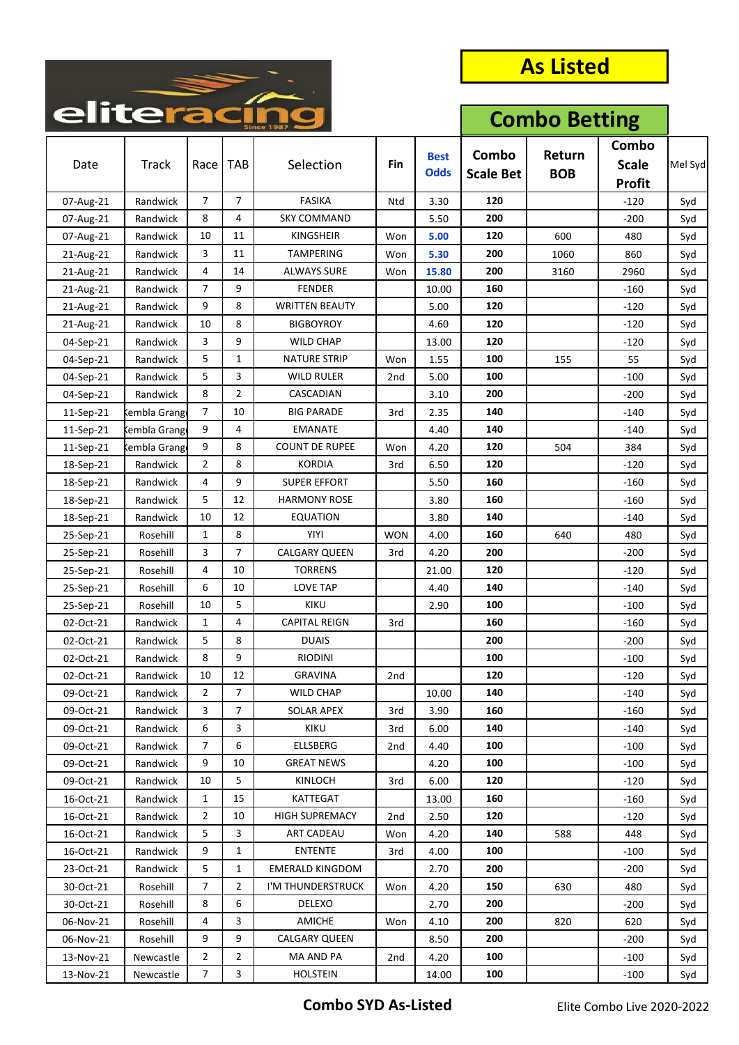# As Listed

## Combo Betting

| Date | Track | Race | TAB | Selection | Fin | Best Odds | Combo Scale Bet | Return BOB | Combo Scale Profit | Mel Syd |
|---|---|---|---|---|---|---|---|---|---|---|
| 07-Aug-21 | Randwick | 7 | 7 | FASIKA | Ntd | 3.30 | 120 | | -120 | Syd |
| 07-Aug-21 | Randwick | 8 | 4 | SKY COMMAND | | 5.50 | 200 | | -200 | Syd |
| 07-Aug-21 | Randwick | 10 | 11 | KINGSHEIR | Won | 5.00 | 120 | 600 | 480 | Syd |
| 21-Aug-21 | Randwick | 3 | 11 | TAMPERING | Won | 5.30 | 200 | 1060 | 860 | Syd |
| 21-Aug-21 | Randwick | 4 | 14 | ALWAYS SURE | Won | 15.80 | 200 | 3160 | 2960 | Syd |
| 21-Aug-21 | Randwick | 7 | 9 | FENDER | | 10.00 | 160 | | -160 | Syd |
| 21-Aug-21 | Randwick | 9 | 8 | WRITTEN BEAUTY | | 5.00 | 120 | | -120 | Syd |
| 21-Aug-21 | Randwick | 10 | 8 | BIGBOYROY | | 4.60 | 120 | | -120 | Syd |
| 04-Sep-21 | Randwick | 3 | 9 | WILD CHAP | | 13.00 | 120 | | -120 | Syd |
| 04-Sep-21 | Randwick | 5 | 1 | NATURE STRIP | Won | 1.55 | 100 | 155 | 55 | Syd |
| 04-Sep-21 | Randwick | 5 | 3 | WILD RULER | 2nd | 5.00 | 100 | | -100 | Syd |
| 04-Sep-21 | Randwick | 8 | 2 | CASCADIAN | | 3.10 | 200 | | -200 | Syd |
| 11-Sep-21 | Kembla Grange | 7 | 10 | BIG PARADE | 3rd | 2.35 | 140 | | -140 | Syd |
| 11-Sep-21 | Kembla Grange | 9 | 4 | EMANATE | | 4.40 | 140 | | -140 | Syd |
| 11-Sep-21 | Kembla Grange | 9 | 8 | COUNT DE RUPEE | Won | 4.20 | 120 | 504 | 384 | Syd |
| 18-Sep-21 | Randwick | 2 | 8 | KORDIA | 3rd | 6.50 | 120 | | -120 | Syd |
| 18-Sep-21 | Randwick | 4 | 9 | SUPER EFFORT | | 5.50 | 160 | | -160 | Syd |
| 18-Sep-21 | Randwick | 5 | 12 | HARMONY ROSE | | 3.80 | 160 | | -160 | Syd |
| 18-Sep-21 | Randwick | 10 | 12 | EQUATION | | 3.80 | 140 | | -140 | Syd |
| 25-Sep-21 | Rosehill | 1 | 8 | YIYI | WON | 4.00 | 160 | 640 | 480 | Syd |
| 25-Sep-21 | Rosehill | 3 | 7 | CALGARY QUEEN | 3rd | 4.20 | 200 | | -200 | Syd |
| 25-Sep-21 | Rosehill | 4 | 10 | TORRENS | | 21.00 | 120 | | -120 | Syd |
| 25-Sep-21 | Rosehill | 6 | 10 | LOVE TAP | | 4.40 | 140 | | -140 | Syd |
| 25-Sep-21 | Rosehill | 10 | 5 | KIKU | | 2.90 | 100 | | -100 | Syd |
| 02-Oct-21 | Randwick | 1 | 4 | CAPITAL REIGN | 3rd | | 160 | | -160 | Syd |
| 02-Oct-21 | Randwick | 5 | 8 | DUAIS | | | 200 | | -200 | Syd |
| 02-Oct-21 | Randwick | 8 | 9 | RIODINI | | | 100 | | -100 | Syd |
| 02-Oct-21 | Randwick | 10 | 12 | GRAVINA | 2nd | | 120 | | -120 | Syd |
| 09-Oct-21 | Randwick | 2 | 7 | WILD CHAP | | 10.00 | 140 | | -140 | Syd |
| 09-Oct-21 | Randwick | 3 | 7 | SOLAR APEX | 3rd | 3.90 | 160 | | -160 | Syd |
| 09-Oct-21 | Randwick | 6 | 3 | KIKU | 3rd | 6.00 | 140 | | -140 | Syd |
| 09-Oct-21 | Randwick | 7 | 6 | ELLSBERG | 2nd | 4.40 | 100 | | -100 | Syd |
| 09-Oct-21 | Randwick | 9 | 10 | GREAT NEWS | | 4.20 | 100 | | -100 | Syd |
| 09-Oct-21 | Randwick | 10 | 5 | KINLOCH | 3rd | 6.00 | 120 | | -120 | Syd |
| 16-Oct-21 | Randwick | 1 | 15 | KATTEGAT | | 13.00 | 160 | | -160 | Syd |
| 16-Oct-21 | Randwick | 2 | 10 | HIGH SUPREMACY | 2nd | 2.50 | 120 | | -120 | Syd |
| 16-Oct-21 | Randwick | 5 | 3 | ART CADEAU | Won | 4.20 | 140 | 588 | 448 | Syd |
| 16-Oct-21 | Randwick | 9 | 1 | ENTENTE | 3rd | 4.00 | 100 | | -100 | Syd |
| 23-Oct-21 | Randwick | 5 | 1 | EMERALD KINGDOM | | 2.70 | 200 | | -200 | Syd |
| 30-Oct-21 | Rosehill | 7 | 2 | I'M THUNDERSTRUCK | Won | 4.20 | 150 | 630 | 480 | Syd |
| 30-Oct-21 | Rosehill | 8 | 6 | DELEXO | | 2.70 | 200 | | -200 | Syd |
| 06-Nov-21 | Rosehill | 4 | 3 | AMICHE | Won | 4.10 | 200 | 820 | 620 | Syd |
| 06-Nov-21 | Rosehill | 9 | 9 | CALGARY QUEEN | | 8.50 | 200 | | -200 | Syd |
| 13-Nov-21 | Newcastle | 2 | 2 | MA AND PA | 2nd | 4.20 | 100 | | -100 | Syd |
| 13-Nov-21 | Newcastle | 7 | 3 | HOLSTEIN | | 14.00 | 100 | | -100 | Syd |

**Combo SYD As-Listed**

Elite Combo Live 2020-2022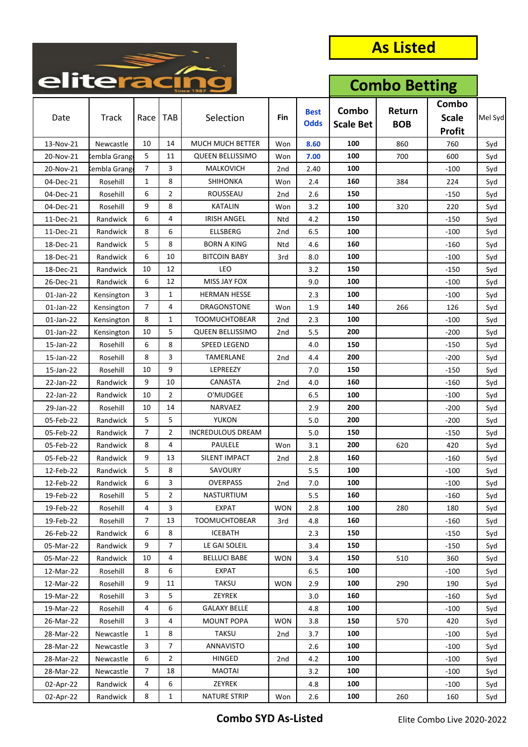# As Listed

## Combo Betting

| Date | Track | Race | TAB | Selection | Fin | Best Odds | Combo Scale Bet | Return BOB | Combo Scale Profit | Mel Syd |
|---|---|---|---|---|---|---|---|---|---|---|
| 13-Nov-21 | Newcastle | 10 | 14 | MUCH MUCH BETTER | Won | 8.60 | 100 | 860 | 760 | Syd |
| 20-Nov-21 | Kembla Grange | 5 | 11 | QUEEN BELLISSIMO | Won | 7.00 | 100 | 700 | 600 | Syd |
| 20-Nov-21 | Kembla Grange | 7 | 3 | MALKOVICH | 2nd | 2.40 | 100 | | -100 | Syd |
| 04-Dec-21 | Rosehill | 1 | 8 | SHIHONKA | Won | 2.4 | 160 | 384 | 224 | Syd |
| 04-Dec-21 | Rosehill | 6 | 2 | ROUSSEAU | 2nd | 2.6 | 150 | | -150 | Syd |
| 04-Dec-21 | Rosehill | 9 | 8 | KATALIN | Won | 3.2 | 100 | 320 | 220 | Syd |
| 11-Dec-21 | Randwick | 6 | 4 | IRISH ANGEL | Ntd | 4.2 | 150 | | -150 | Syd |
| 11-Dec-21 | Randwick | 8 | 6 | ELLSBERG | 2nd | 6.5 | 100 | | -100 | Syd |
| 18-Dec-21 | Randwick | 5 | 8 | BORN A KING | Ntd | 4.6 | 160 | | -160 | Syd |
| 18-Dec-21 | Randwick | 6 | 10 | BITCOIN BABY | 3rd | 8.0 | 100 | | -100 | Syd |
| 18-Dec-21 | Randwick | 10 | 12 | LEO | | 3.2 | 150 | | -150 | Syd |
| 26-Dec-21 | Randwick | 6 | 12 | MISS JAY FOX | | 9.0 | 100 | | -100 | Syd |
| 01-Jan-22 | Kensington | 3 | 1 | HERMAN HESSE | | 2.3 | 100 | | -100 | Syd |
| 01-Jan-22 | Kensington | 7 | 4 | DRAGONSTONE | Won | 1.9 | 140 | 266 | 126 | Syd |
| 01-Jan-22 | Kensington | 8 | 1 | TOOMUCHTOBEAR | 2nd | 2.3 | 100 | | -100 | Syd |
| 01-Jan-22 | Kensington | 10 | 5 | QUEEN BELLISSIMO | 2nd | 5.5 | 200 | | -200 | Syd |
| 15-Jan-22 | Rosehill | 6 | 8 | SPEED LEGEND | | 4.0 | 150 | | -150 | Syd |
| 15-Jan-22 | Rosehill | 8 | 3 | TAMERLANE | 2nd | 4.4 | 200 | | -200 | Syd |
| 15-Jan-22 | Rosehill | 10 | 9 | LEPREEZY | | 7.0 | 150 | | -150 | Syd |
| 22-Jan-22 | Randwick | 9 | 10 | CANASTA | 2nd | 4.0 | 160 | | -160 | Syd |
| 22-Jan-22 | Randwick | 10 | 2 | O'MUDGEE | | 6.5 | 100 | | -100 | Syd |
| 29-Jan-22 | Rosehill | 10 | 14 | NARVAEZ | | 2.9 | 200 | | -200 | Syd |
| 05-Feb-22 | Randwick | 5 | 5 | YUKON | | 5.0 | 200 | | -200 | Syd |
| 05-Feb-22 | Randwick | 7 | 2 | INCREDULOUS DREAM | | 5.0 | 150 | | -150 | Syd |
| 05-Feb-22 | Randwick | 8 | 4 | PAULELE | Won | 3.1 | 200 | 620 | 420 | Syd |
| 05-Feb-22 | Randwick | 9 | 13 | SILENT IMPACT | 2nd | 2.8 | 160 | | -160 | Syd |
| 12-Feb-22 | Randwick | 5 | 8 | SAVOURY | | 5.5 | 100 | | -100 | Syd |
| 12-Feb-22 | Randwick | 6 | 3 | OVERPASS | 2nd | 7.0 | 100 | | -100 | Syd |
| 19-Feb-22 | Rosehill | 5 | 2 | NASTURTIUM | | 5.5 | 160 | | -160 | Syd |
| 19-Feb-22 | Rosehill | 4 | 3 | EXPAT | WON | 2.8 | 100 | 280 | 180 | Syd |
| 19-Feb-22 | Rosehill | 7 | 13 | TOOMUCHTOBEAR | 3rd | 4.8 | 160 | | -160 | Syd |
| 26-Feb-22 | Randwick | 6 | 8 | ICEBATH | | 2.3 | 150 | | -150 | Syd |
| 05-Mar-22 | Randwick | 9 | 7 | LE GAI SOLEIL | | 3.4 | 150 | | -150 | Syd |
| 05-Mar-22 | Randwick | 10 | 4 | BELLUCI BABE | WON | 3.4 | 150 | 510 | 360 | Syd |
| 12-Mar-22 | Rosehill | 8 | 6 | EXPAT | | 6.5 | 100 | | -100 | Syd |
| 12-Mar-22 | Rosehill | 9 | 11 | TAKSU | WON | 2.9 | 100 | 290 | 190 | Syd |
| 19-Mar-22 | Rosehill | 3 | 5 | ZEYREK | | 3.0 | 160 | | -160 | Syd |
| 19-Mar-22 | Rosehill | 4 | 6 | GALAXY BELLE | | 4.8 | 100 | | -100 | Syd |
| 26-Mar-22 | Rosehill | 3 | 4 | MOUNT POPA | WON | 3.8 | 150 | 570 | 420 | Syd |
| 28-Mar-22 | Newcastle | 1 | 8 | TAKSU | 2nd | 3.7 | 100 | | -100 | Syd |
| 28-Mar-22 | Newcastle | 3 | 7 | ANNAVISTO | | 2.6 | 100 | | -100 | Syd |
| 28-Mar-22 | Newcastle | 6 | 2 | HINGED | 2nd | 4.2 | 100 | | -100 | Syd |
| 28-Mar-22 | Newcastle | 7 | 18 | MAOTAI | | 3.2 | 100 | | -100 | Syd |
| 02-Apr-22 | Randwick | 4 | 6 | ZEYREK | | 4.8 | 100 | | -100 | Syd |
| 02-Apr-22 | Randwick | 8 | 1 | NATURE STRIP | Won | 2.6 | 100 | 260 | 160 | Syd |

**Combo SYD As-Listed**

Elite Combo Live 2020-2022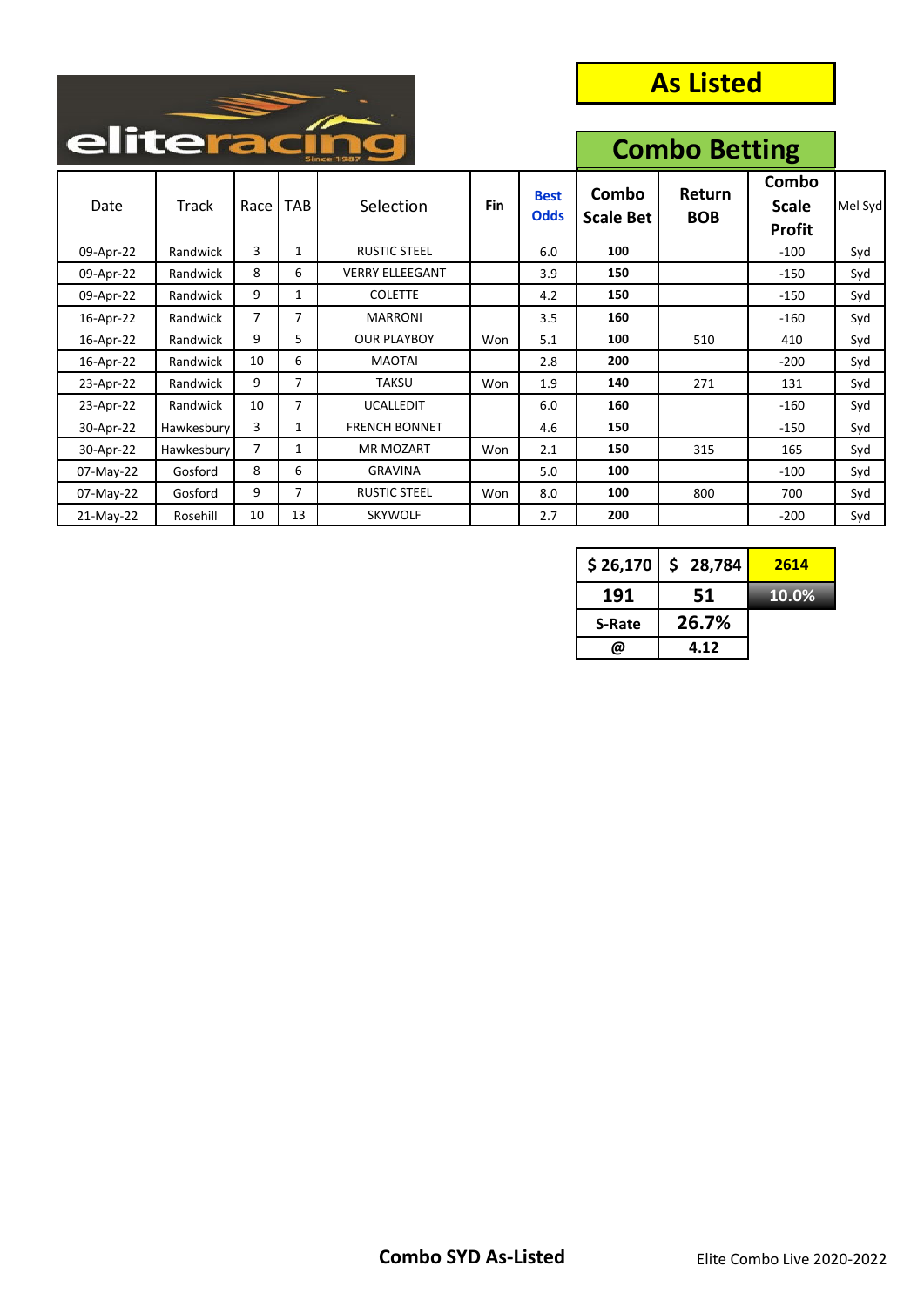# As Listed

## Combo Betting

| Date | Track | Race | TAB | Selection | Fin | Best Odds | Combo Scale Bet | Return BOB | Combo Scale Profit | Mel Syd |
|---|---|---|---|---|---|---|---|---|---|---|
| 09-Apr-22 | Randwick | 3 | 1 | RUSTIC STEEL | | 6.0 | **100** | | -100 | Syd |
| 09-Apr-22 | Randwick | 8 | 6 | VERRY ELLEEGANT | | 3.9 | **150** | | -150 | Syd |
| 09-Apr-22 | Randwick | 9 | 1 | COLETTE | | 4.2 | **150** | | -150 | Syd |
| 16-Apr-22 | Randwick | 7 | 7 | MARRONI | | 3.5 | **160** | | -160 | Syd |
| 16-Apr-22 | Randwick | 9 | 5 | OUR PLAYBOY | Won | 5.1 | **100** | 510 | 410 | Syd |
| 16-Apr-22 | Randwick | 10 | 6 | MAOTAI | | 2.8 | **200** | | -200 | Syd |
| 23-Apr-22 | Randwick | 9 | 7 | TAKSU | Won | 1.9 | **140** | 271 | 131 | Syd |
| 23-Apr-22 | Randwick | 10 | 7 | UCALLEDIT | | 6.0 | **160** | | -160 | Syd |
| 30-Apr-22 | Hawkesbury | 3 | 1 | FRENCH BONNET | | 4.6 | **150** | | -150 | Syd |
| 30-Apr-22 | Hawkesbury | 7 | 1 | MR MOZART | Won | 2.1 | **150** | 315 | 165 | Syd |
| 07-May-22 | Gosford | 8 | 6 | GRAVINA | | 5.0 | **100** | | -100 | Syd |
| 07-May-22 | Gosford | 9 | 7 | RUSTIC STEEL | Won | 8.0 | **100** | 800 | 700 | Syd |
| 21-May-22 | Rosehill | 10 | 13 | SKYWOLF | | 2.7 | **200** | | -200 | Syd |

| | | |
|---|---|---|
| **$ 26,170** | **$ 28,784** | **2614** |
| **191** | **51** | **10.0%** |
| **S-Rate** | **26.7%** | |
| **@** | **4.12** | |

**Combo SYD As-Listed**

Elite Combo Live 2020-2022